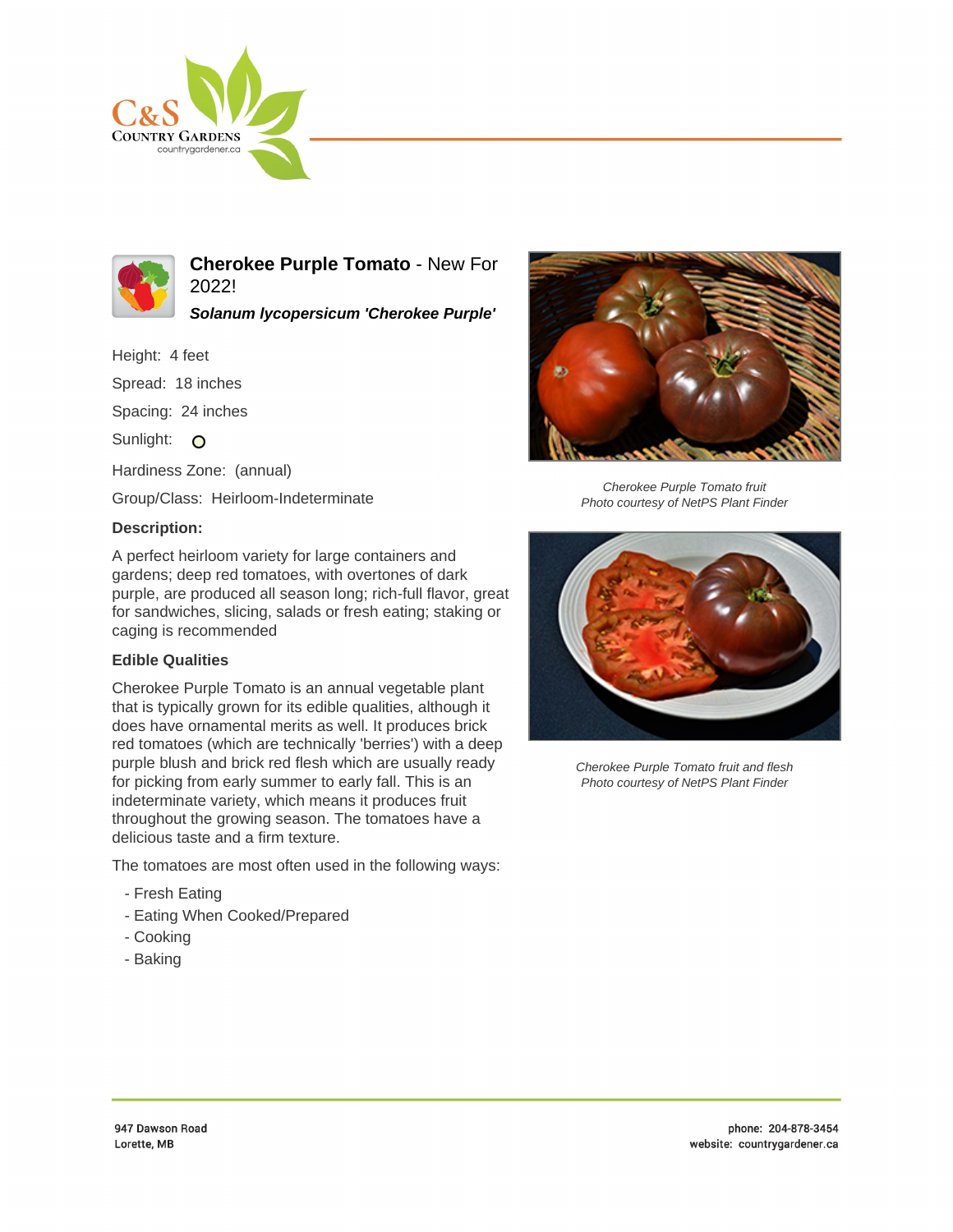# Cherokee Purple Tomato - New For 2022!

***Solanum lycopersicum 'Cherokee Purple'***

Height: 4 feet

Spread: 18 inches

Spacing: 24 inches

Sunlight:

Hardiness Zone: (annual)

Group/Class: Heirloom-Indeterminate

### Description:

A perfect heirloom variety for large containers and gardens; deep red tomatoes, with overtones of dark purple, are produced all season long; rich-full flavor, great for sandwiches, slicing, salads or fresh eating; staking or caging is recommended

### Edible Qualities

Cherokee Purple Tomato is an annual vegetable plant that is typically grown for its edible qualities, although it does have ornamental merits as well. It produces brick red tomatoes (which are technically 'berries') with a deep purple blush and brick red flesh which are usually ready for picking from early summer to early fall. This is an indeterminate variety, which means it produces fruit throughout the growing season. The tomatoes have a delicious taste and a firm texture.

The tomatoes are most often used in the following ways:

- Fresh Eating
- Eating When Cooked/Prepared
- Cooking
- Baking

*Cherokee Purple Tomato fruit*
*Photo courtesy of NetPS Plant Finder*

*Cherokee Purple Tomato fruit and flesh*
*Photo courtesy of NetPS Plant Finder*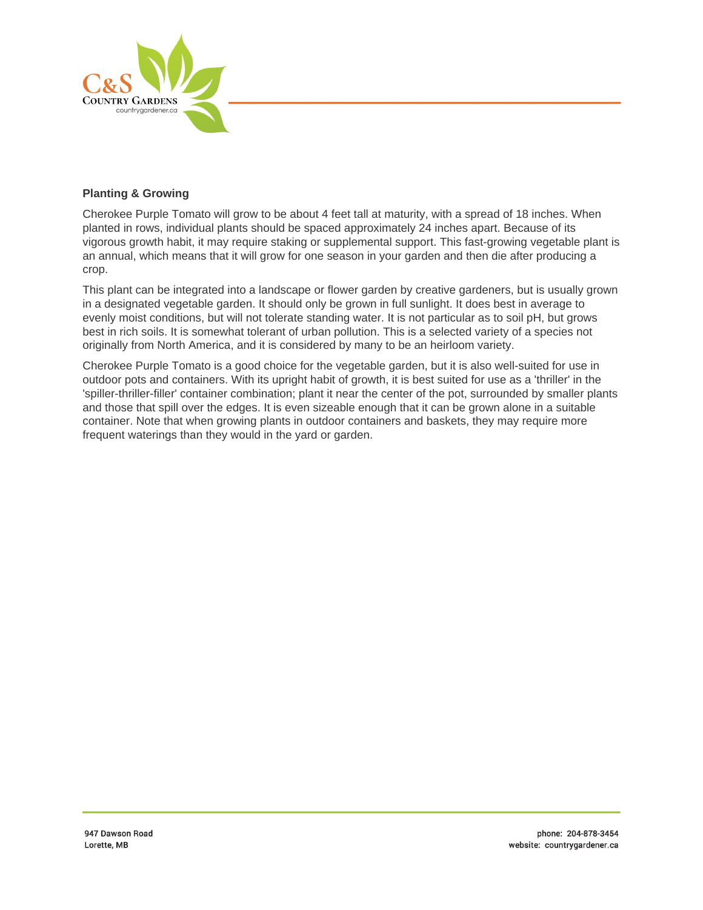### Planting & Growing

Cherokee Purple Tomato will grow to be about 4 feet tall at maturity, with a spread of 18 inches. When planted in rows, individual plants should be spaced approximately 24 inches apart. Because of its vigorous growth habit, it may require staking or supplemental support. This fast-growing vegetable plant is an annual, which means that it will grow for one season in your garden and then die after producing a crop.

This plant can be integrated into a landscape or flower garden by creative gardeners, but is usually grown in a designated vegetable garden. It should only be grown in full sunlight. It does best in average to evenly moist conditions, but will not tolerate standing water. It is not particular as to soil pH, but grows best in rich soils. It is somewhat tolerant of urban pollution. This is a selected variety of a species not originally from North America, and it is considered by many to be an heirloom variety.

Cherokee Purple Tomato is a good choice for the vegetable garden, but it is also well-suited for use in outdoor pots and containers. With its upright habit of growth, it is best suited for use as a 'thriller' in the 'spiller-thriller-filler' container combination; plant it near the center of the pot, surrounded by smaller plants and those that spill over the edges. It is even sizeable enough that it can be grown alone in a suitable container. Note that when growing plants in outdoor containers and baskets, they may require more frequent waterings than they would in the yard or garden.